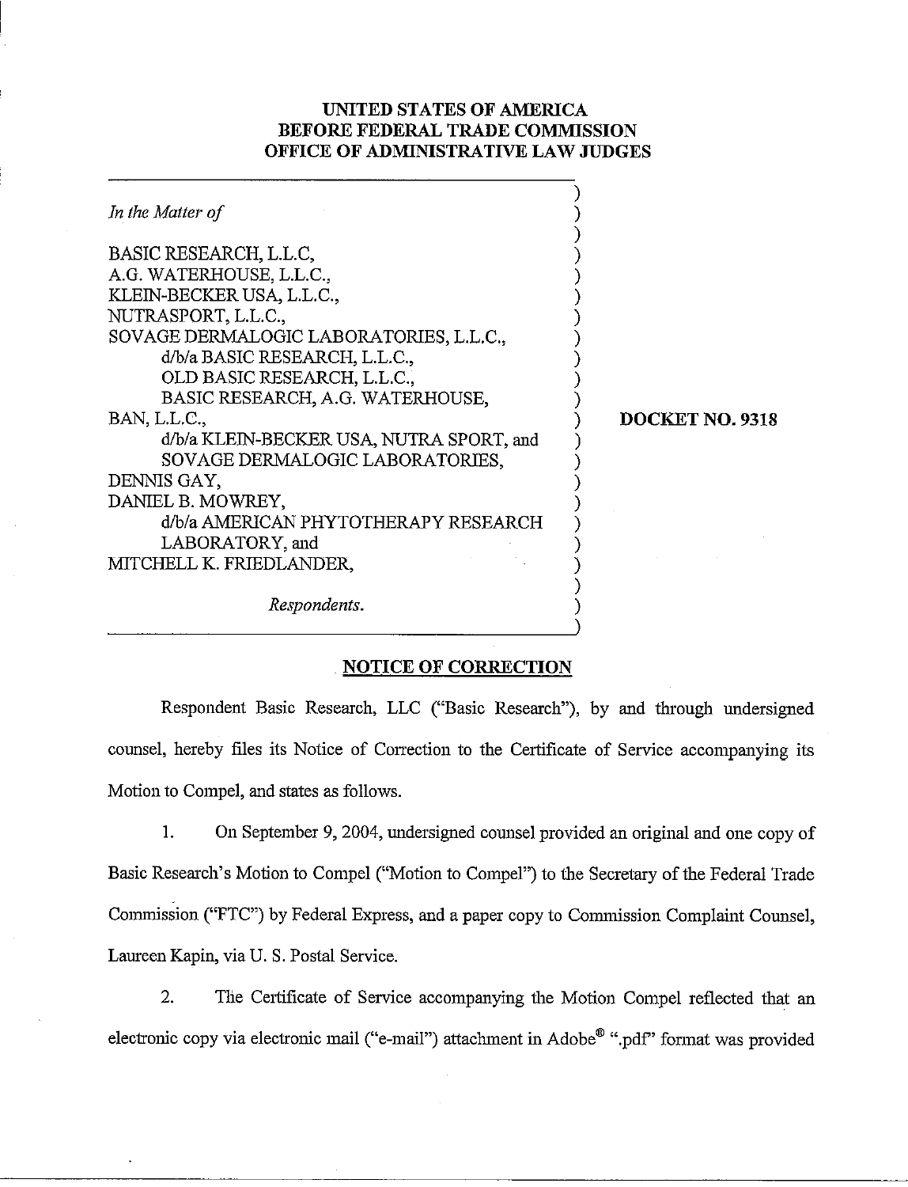**UNITED STATES OF AMERICA**
**BEFORE FEDERAL TRADE COMMISSION**
**OFFICE OF ADMINISTRATIVE LAW JUDGES**

*In the Matter of*

BASIC RESEARCH, L.L.C,
A.G. WATERHOUSE, L.L.C.,
KLEIN-BECKER USA, L.L.C.,
NUTRASPORT, L.L.C.,
SOVAGE DERMALOGIC LABORATORIES, L.L.C.,
d/b/a BASIC RESEARCH, L.L.C.,
OLD BASIC RESEARCH, L.L.C.,
BASIC RESEARCH, A.G. WATERHOUSE,
BAN, L.L.C.,
d/b/a KLEIN-BECKER USA, NUTRA SPORT, and
SOVAGE DERMALOGIC LABORATORIES,
DENNIS GAY,
DANIEL B. MOWREY,
d/b/a AMERICAN PHYTOTHERAPY RESEARCH
LABORATORY, and
MITCHELL K. FRIEDLANDER,

*Respondents.*

**DOCKET NO. 9318**

**NOTICE OF CORRECTION**

Respondent Basic Research, LLC ("Basic Research"), by and through undersigned counsel, hereby files its Notice of Correction to the Certificate of Service accompanying its Motion to Compel, and states as follows.

1. On September 9, 2004, undersigned counsel provided an original and one copy of Basic Research's Motion to Compel ("Motion to Compel") to the Secretary of the Federal Trade Commission ("FTC") by Federal Express, and a paper copy to Commission Complaint Counsel, Laureen Kapin, via U. S. Postal Service.

2. The Certificate of Service accompanying the Motion Compel reflected that an electronic copy via electronic mail ("e-mail") attachment in Adobe® ".pdf" format was provided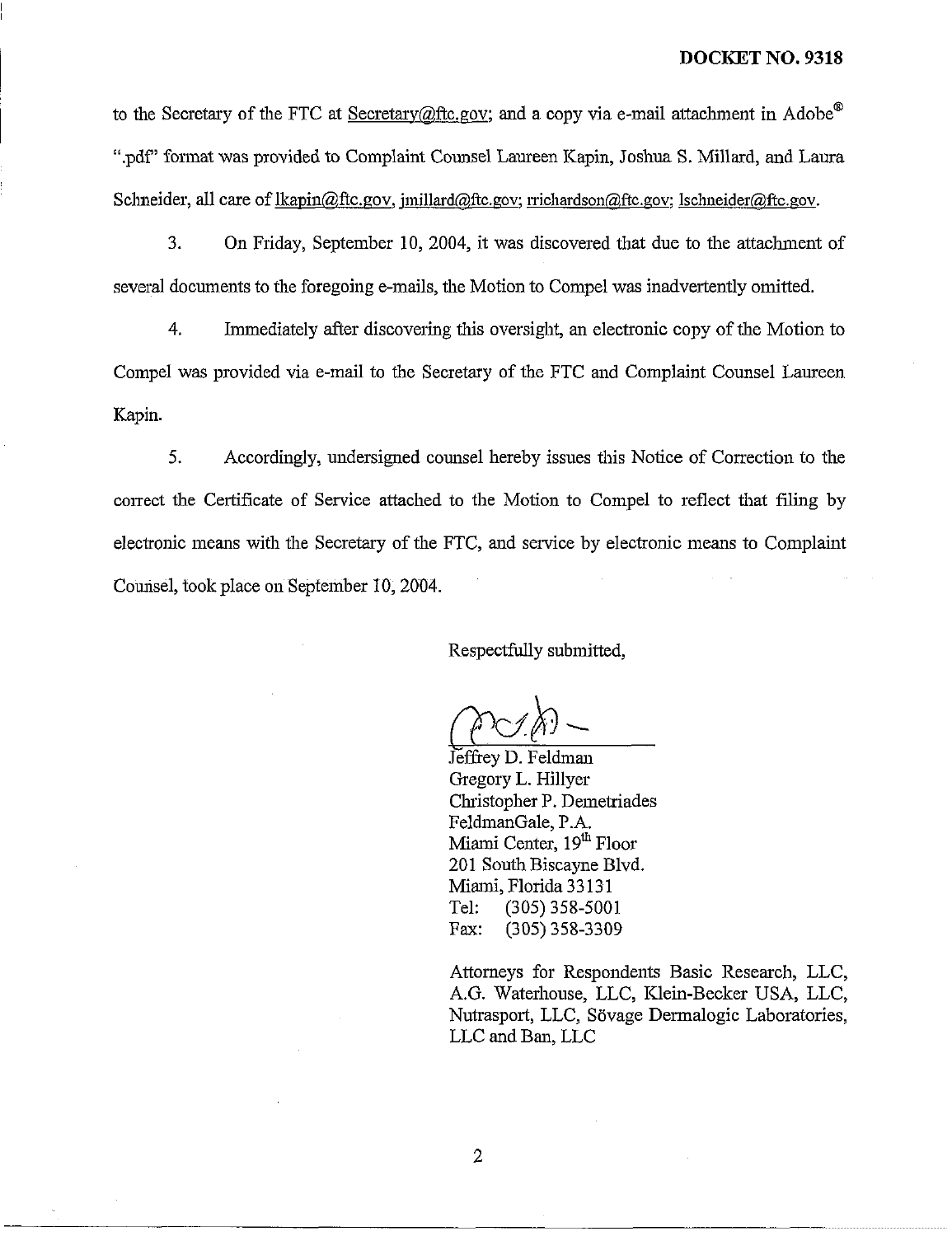to the Secretary of the FTC at Secretary@ftc.gov; and a copy via e-mail attachment in Adobe® ".pdf" format was provided to Complaint Counsel Laureen Kapin, Joshua S. Millard, and Laura Schneider, all care of lkapin@ftc.gov, jmillard@ftc.gov; rrichardson@ftc.gov; lschneider@ftc.gov.

3. On Friday, September 10, 2004, it was discovered that due to the attachment of several documents to the foregoing e-mails, the Motion to Compel was inadvertently omitted.

4. Immediately after discovering this oversight, an electronic copy of the Motion to Compel was provided via e-mail to the Secretary of the FTC and Complaint Counsel Laureen Kapin.

5. Accordingly, undersigned counsel hereby issues this Notice of Correction to the correct the Certificate of Service attached to the Motion to Compel to reflect that filing by electronic means with the Secretary of the FTC, and service by electronic means to Complaint Counsel, took place on September 10, 2004.

Respectfully submitted,

Jeffrey D. Feldman
Gregory L. Hillyer
Christopher P. Demetriades
FeldmanGale, P.A.
Miami Center, 19th Floor
201 South Biscayne Blvd.
Miami, Florida 33131
Tel: (305) 358-5001
Fax: (305) 358-3309

Attorneys for Respondents Basic Research, LLC, A.G. Waterhouse, LLC, Klein-Becker USA, LLC, Nutrasport, LLC, Sövage Dermalogic Laboratories, LLC and Ban, LLC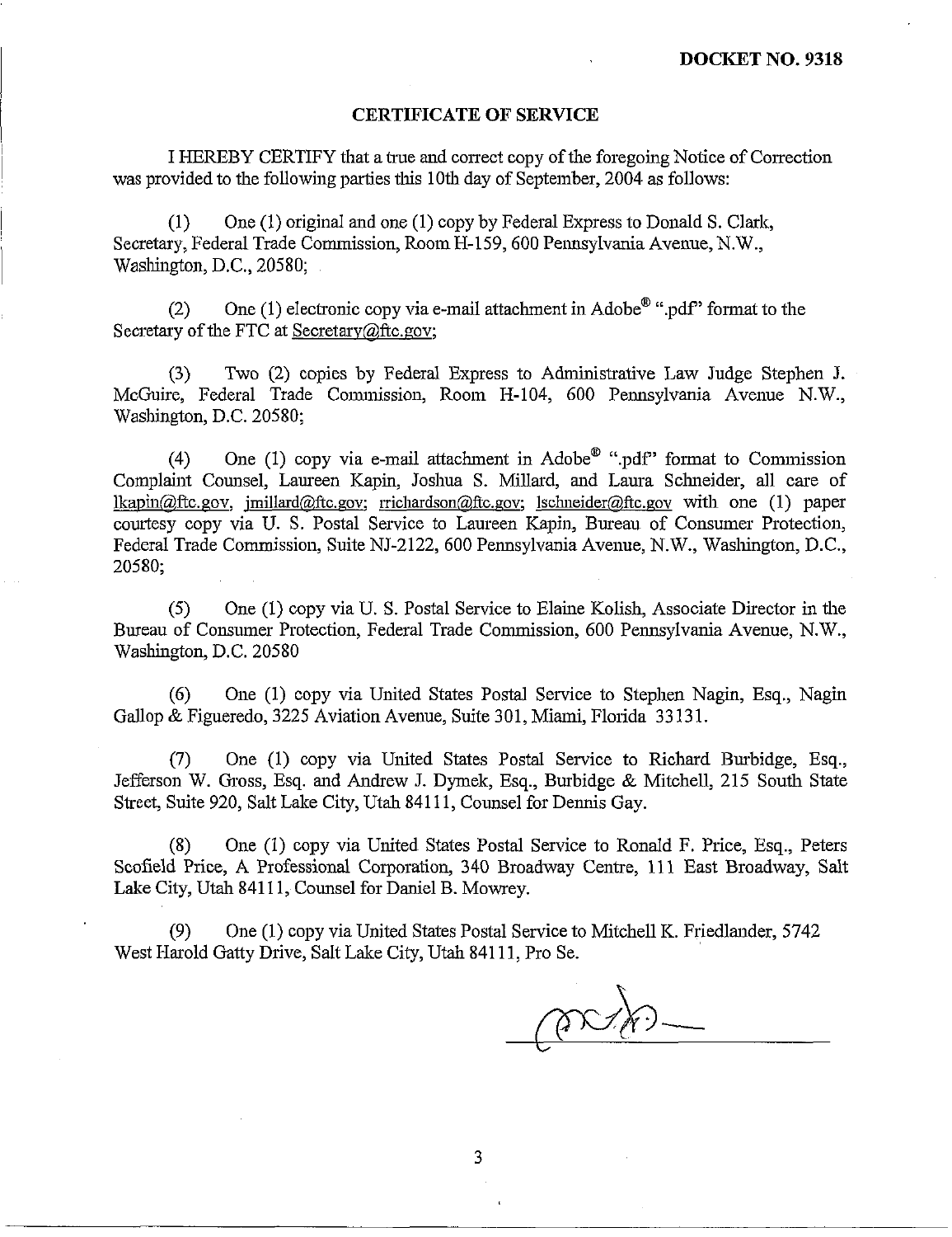**DOCKET NO. 9318**

## CERTIFICATE OF SERVICE

I HEREBY CERTIFY that a true and correct copy of the foregoing Notice of Correction was provided to the following parties this 10th day of September, 2004 as follows:

(1) One (1) original and one (1) copy by Federal Express to Donald S. Clark, Secretary, Federal Trade Commission, Room H-159, 600 Pennsylvania Avenue, N.W., Washington, D.C., 20580;

(2) One (1) electronic copy via e-mail attachment in Adobe® ".pdf" format to the Secretary of the FTC at Secretary@ftc.gov;

(3) Two (2) copies by Federal Express to Administrative Law Judge Stephen J. McGuire, Federal Trade Commission, Room H-104, 600 Pennsylvania Avenue N.W., Washington, D.C. 20580;

(4) One (1) copy via e-mail attachment in Adobe® ".pdf" format to Commission Complaint Counsel, Laureen Kapin, Joshua S. Millard, and Laura Schneider, all care of lkapin@ftc.gov, jmillard@ftc.gov; rrichardson@ftc.gov; lschneider@ftc.gov with one (1) paper courtesy copy via U. S. Postal Service to Laureen Kapin, Bureau of Consumer Protection, Federal Trade Commission, Suite NJ-2122, 600 Pennsylvania Avenue, N.W., Washington, D.C., 20580;

(5) One (1) copy via U. S. Postal Service to Elaine Kolish, Associate Director in the Bureau of Consumer Protection, Federal Trade Commission, 600 Pennsylvania Avenue, N.W., Washington, D.C. 20580

(6) One (1) copy via United States Postal Service to Stephen Nagin, Esq., Nagin Gallop & Figueredo, 3225 Aviation Avenue, Suite 301, Miami, Florida 33131.

(7) One (1) copy via United States Postal Service to Richard Burbidge, Esq., Jefferson W. Gross, Esq. and Andrew J. Dymek, Esq., Burbidge & Mitchell, 215 South State Street, Suite 920, Salt Lake City, Utah 84111, Counsel for Dennis Gay.

(8) One (1) copy via United States Postal Service to Ronald F. Price, Esq., Peters Scofield Price, A Professional Corporation, 340 Broadway Centre, 111 East Broadway, Salt Lake City, Utah 84111, Counsel for Daniel B. Mowrey.

(9) One (1) copy via United States Postal Service to Mitchell K. Friedlander, 5742 West Harold Gatty Drive, Salt Lake City, Utah 84111, Pro Se.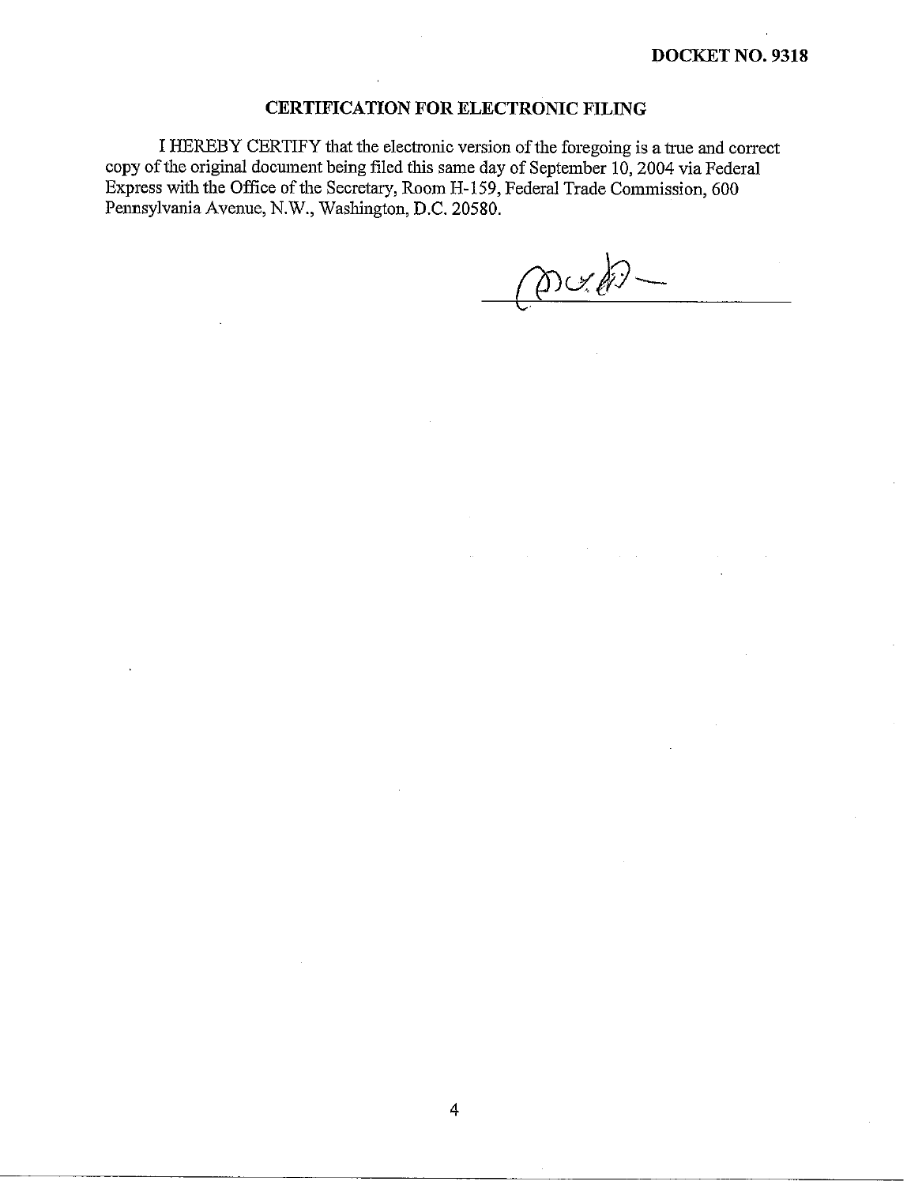**DOCKET NO. 9318**

## CERTIFICATION FOR ELECTRONIC FILING

I HEREBY CERTIFY that the electronic version of the foregoing is a true and correct copy of the original document being filed this same day of September 10, 2004 via Federal Express with the Office of the Secretary, Room H-159, Federal Trade Commission, 600 Pennsylvania Avenue, N.W., Washington, D.C. 20580.

\_\_\_\_\_\_\_\_\_\_\_\_\_\_\_\_\_\_\_\_\_\_\_\_\_\_\_\_